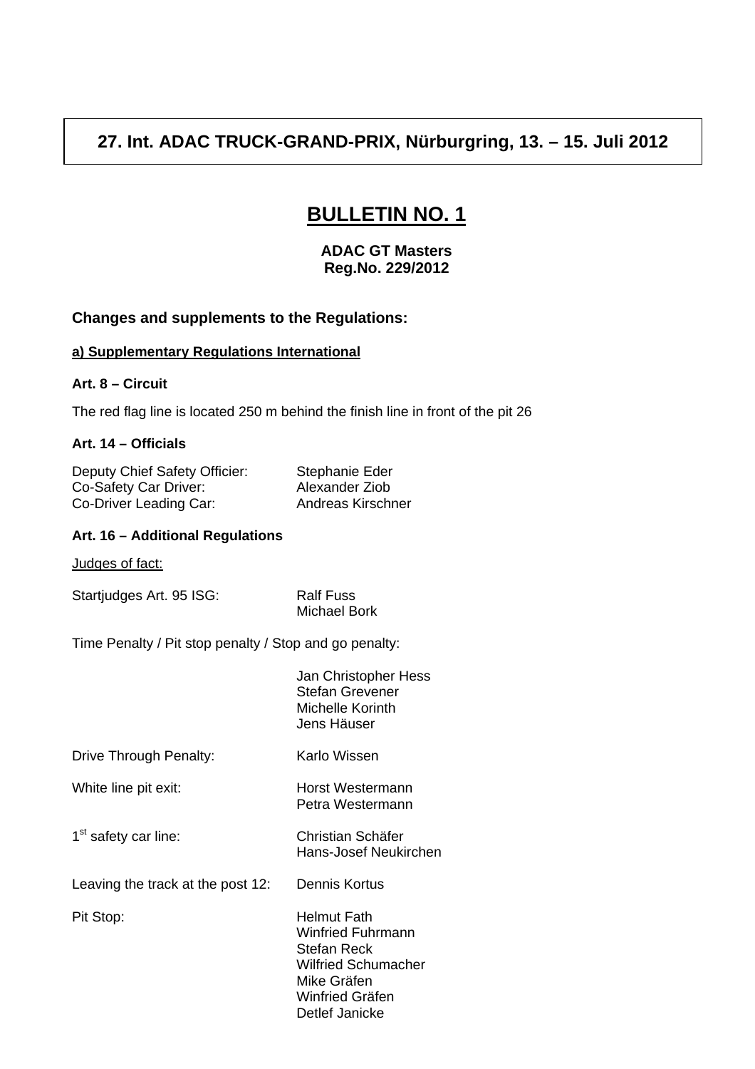**27. Int. ADAC TRUCK-GRAND-PRIX, Nürburgring, 13. – 15. Juli 2012**

# BULLETIN NO. 1

**ADAC GT Masters**
**Reg.No. 229/2012**

### Changes and supplements to the Regulations:

**a) Supplementary Regulations International**

**Art. 8 – Circuit**

The red flag line is located 250 m behind the finish line in front of the pit 26

**Art. 14 – Officials**

| | |
|---|---|
| Deputy Chief Safety Officier: | Stephanie Eder |
| Co-Safety Car Driver: | Alexander Ziob |
| Co-Driver Leading Car: | Andreas Kirschner |

**Art. 16 – Additional Regulations**

Judges of fact:

| | |
|---|---|
| Startjudges Art. 95 ISG: | Ralf Fuss<br>Michael Bork |
| Time Penalty / Pit stop penalty / Stop and go penalty: | Jan Christopher Hess<br>Stefan Grevener<br>Michelle Korinth<br>Jens Häuser |
| Drive Through Penalty: | Karlo Wissen |
| White line pit exit: | Horst Westermann<br>Petra Westermann |
| 1st safety car line: | Christian Schäfer<br>Hans-Josef Neukirchen |
| Leaving the track at the post 12: | Dennis Kortus |
| Pit Stop: | Helmut Fath<br>Winfried Fuhrmann<br>Stefan Reck<br>Wilfried Schumacher<br>Mike Gräfen<br>Winfried Gräfen<br>Detlef Janicke |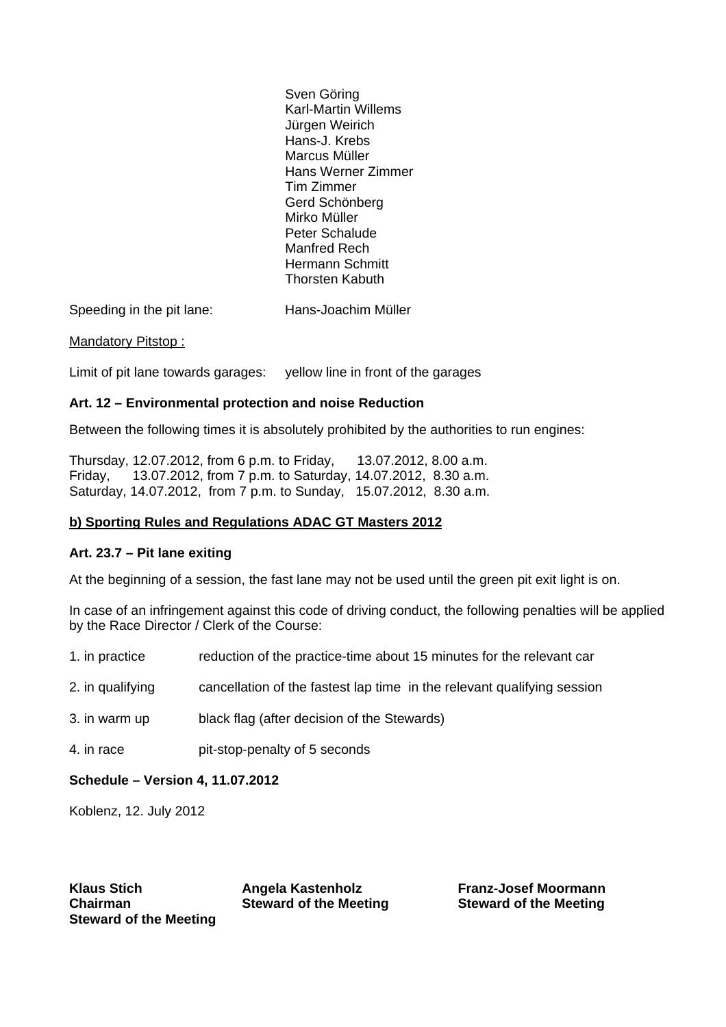Sven Göring
Karl-Martin Willems
Jürgen Weirich
Hans-J. Krebs
Marcus Müller
Hans Werner Zimmer
Tim Zimmer
Gerd Schönberg
Mirko Müller
Peter Schalude
Manfred Rech
Hermann Schmitt
Thorsten Kabuth

Speeding in the pit lane: Hans-Joachim Müller

Mandatory Pitstop :

Limit of pit lane towards garages: yellow line in front of the garages

**Art. 12 – Environmental protection and noise Reduction**

Between the following times it is absolutely prohibited by the authorities to run engines:

Thursday, 12.07.2012, from 6 p.m. to Friday, 13.07.2012, 8.00 a.m.
Friday, 13.07.2012, from 7 p.m. to Saturday, 14.07.2012, 8.30 a.m.
Saturday, 14.07.2012, from 7 p.m. to Sunday, 15.07.2012, 8.30 a.m.

**b) Sporting Rules and Regulations ADAC GT Masters 2012**

**Art. 23.7 – Pit lane exiting**

At the beginning of a session, the fast lane may not be used until the green pit exit light is on.

In case of an infringement against this code of driving conduct, the following penalties will be applied by the Race Director / Clerk of the Course:

1. in practice reduction of the practice-time about 15 minutes for the relevant car
2. in qualifying cancellation of the fastest lap time in the relevant qualifying session
3. in warm up black flag (after decision of the Stewards)
4. in race pit-stop-penalty of 5 seconds

**Schedule – Version 4, 11.07.2012**

Koblenz, 12. July 2012

**Klaus Stich**
**Chairman**
**Steward of the Meeting**

**Angela Kastenholz**
**Steward of the Meeting**

**Franz-Josef Moormann**
**Steward of the Meeting**